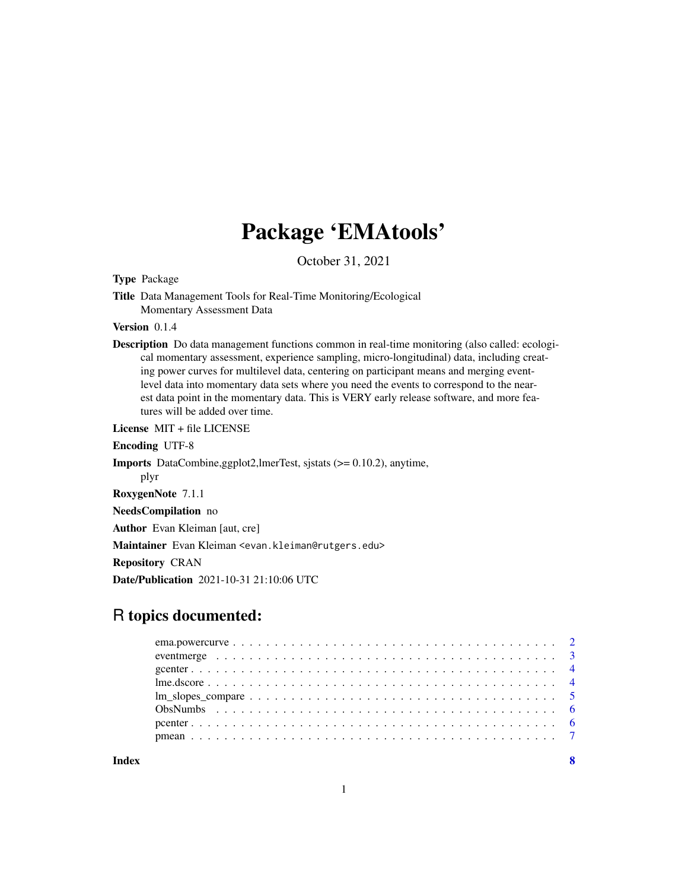# Package 'EMAtools'

October 31, 2021

**Type** Package

**Title** Data Management Tools for Real-Time Monitoring/Ecological Momentary Assessment Data

**Version** 0.1.4

**Description** Do data management functions common in real-time monitoring (also called: ecological momentary assessment, experience sampling, micro-longitudinal) data, including creating power curves for multilevel data, centering on participant means and merging event-level data into momentary data sets where you need the events to correspond to the nearest data point in the momentary data. This is VERY early release software, and more features will be added over time.

**License** MIT + file LICENSE

**Encoding** UTF-8

**Imports** DataCombine,ggplot2,lmerTest, sjstats (>= 0.10.2), anytime, plyr

**RoxygenNote** 7.1.1

**NeedsCompilation** no

**Author** Evan Kleiman [aut, cre]

**Maintainer** Evan Kleiman <evan.kleiman@rutgers.edu>

**Repository** CRAN

**Date/Publication** 2021-10-31 21:10:06 UTC

## R topics documented:

| | |
|---|---|
| ema.powercurve | 2 |
| eventmerge | 3 |
| gcenter | 4 |
| lme.dscore | 4 |
| lm_slopes_compare | 5 |
| ObsNumbs | 6 |
| pcenter | 6 |
| pmean | 7 |
| **Index** | **8** |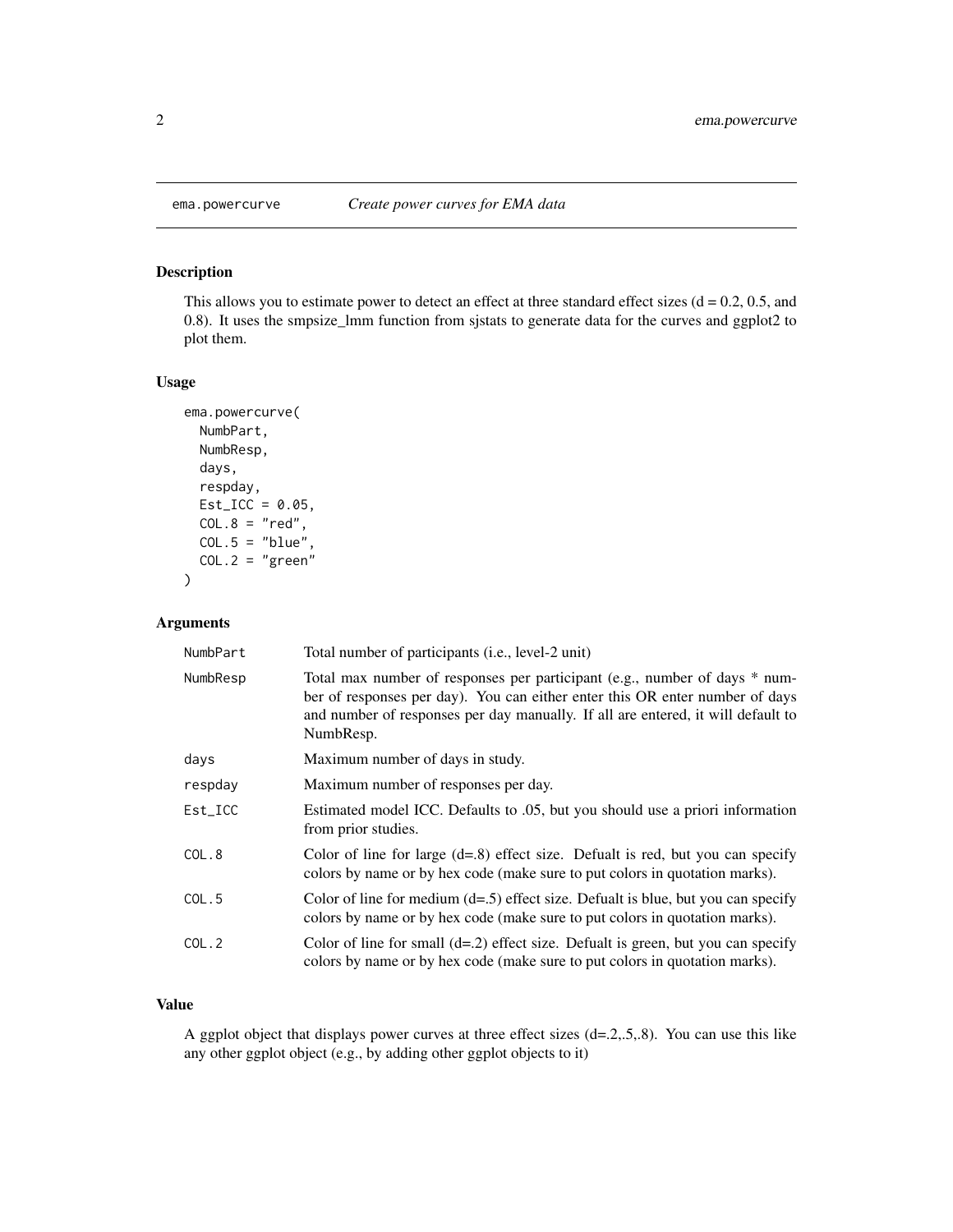## ema.powercurve — *Create power curves for EMA data*

### Description

This allows you to estimate power to detect an effect at three standard effect sizes (d = 0.2, 0.5, and 0.8). It uses the smpsize_lmm function from sjstats to generate data for the curves and ggplot2 to plot them.

### Usage

```
ema.powercurve(
  NumbPart,
  NumbResp,
  days,
  respday,
  Est_ICC = 0.05,
  COL.8 = "red",
  COL.5 = "blue",
  COL.2 = "green"
)
```

### Arguments

| Argument | Description |
|---|---|
| NumbPart | Total number of participants (i.e., level-2 unit) |
| NumbResp | Total max number of responses per participant (e.g., number of days * number of responses per day). You can either enter this OR enter number of days and number of responses per day manually. If all are entered, it will default to NumbResp. |
| days | Maximum number of days in study. |
| respday | Maximum number of responses per day. |
| Est_ICC | Estimated model ICC. Defaults to .05, but you should use a priori information from prior studies. |
| COL.8 | Color of line for large (d=.8) effect size. Defualt is red, but you can specify colors by name or by hex code (make sure to put colors in quotation marks). |
| COL.5 | Color of line for medium (d=.5) effect size. Defualt is blue, but you can specify colors by name or by hex code (make sure to put colors in quotation marks). |
| COL.2 | Color of line for small (d=.2) effect size. Defualt is green, but you can specify colors by name or by hex code (make sure to put colors in quotation marks). |

### Value

A ggplot object that displays power curves at three effect sizes (d=.2,.5,.8). You can use this like any other ggplot object (e.g., by adding other ggplot objects to it)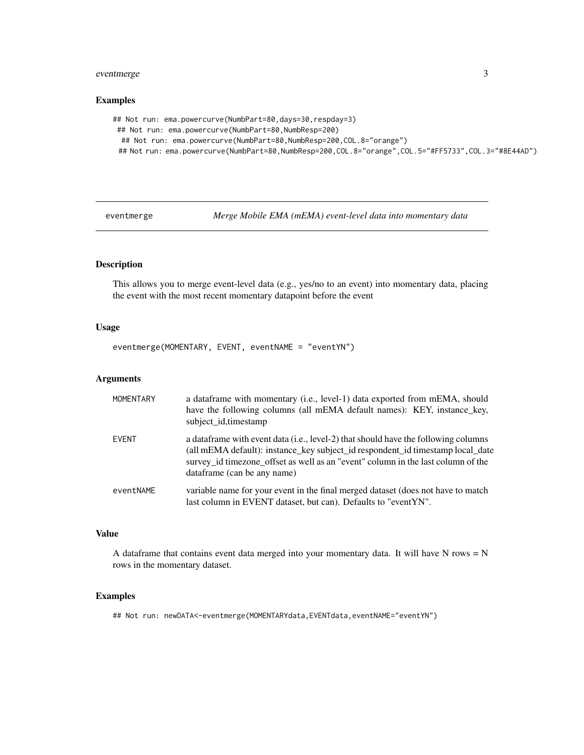### Examples

```
## Not run: ema.powercurve(NumbPart=80,days=30,respday=3)
 ## Not run: ema.powercurve(NumbPart=80,NumbResp=200)
  ## Not run: ema.powercurve(NumbPart=80,NumbResp=200,COL.8="orange")
 ## Not run: ema.powercurve(NumbPart=80,NumbResp=200,COL.8="orange",COL.5="#FF5733",COL.3="#8E44AD")
```

---

## eventmerge — *Merge Mobile EMA (mEMA) event-level data into momentary data*

---

### Description

This allows you to merge event-level data (e.g., yes/no to an event) into momentary data, placing the event with the most recent momentary datapoint before the event

### Usage

```
eventmerge(MOMENTARY, EVENT, eventNAME = "eventYN")
```

### Arguments

| | |
|---|---|
| MOMENTARY | a dataframe with momentary (i.e., level-1) data exported from mEMA, should have the following columns (all mEMA default names): KEY, instance_key, subject_id,timestamp |
| EVENT | a dataframe with event data (i.e., level-2) that should have the following columns (all mEMA default): instance_key subject_id respondent_id timestamp local_date survey_id timezone_offset as well as an "event" column in the last column of the dataframe (can be any name) |
| eventNAME | variable name for your event in the final merged dataset (does not have to match last column in EVENT dataset, but can). Defaults to "eventYN". |

### Value

A dataframe that contains event data merged into your momentary data. It will have N rows = N rows in the momentary dataset.

### Examples

```
## Not run: newDATA<-eventmerge(MOMENTARYdata,EVENTdata,eventNAME="eventYN")
```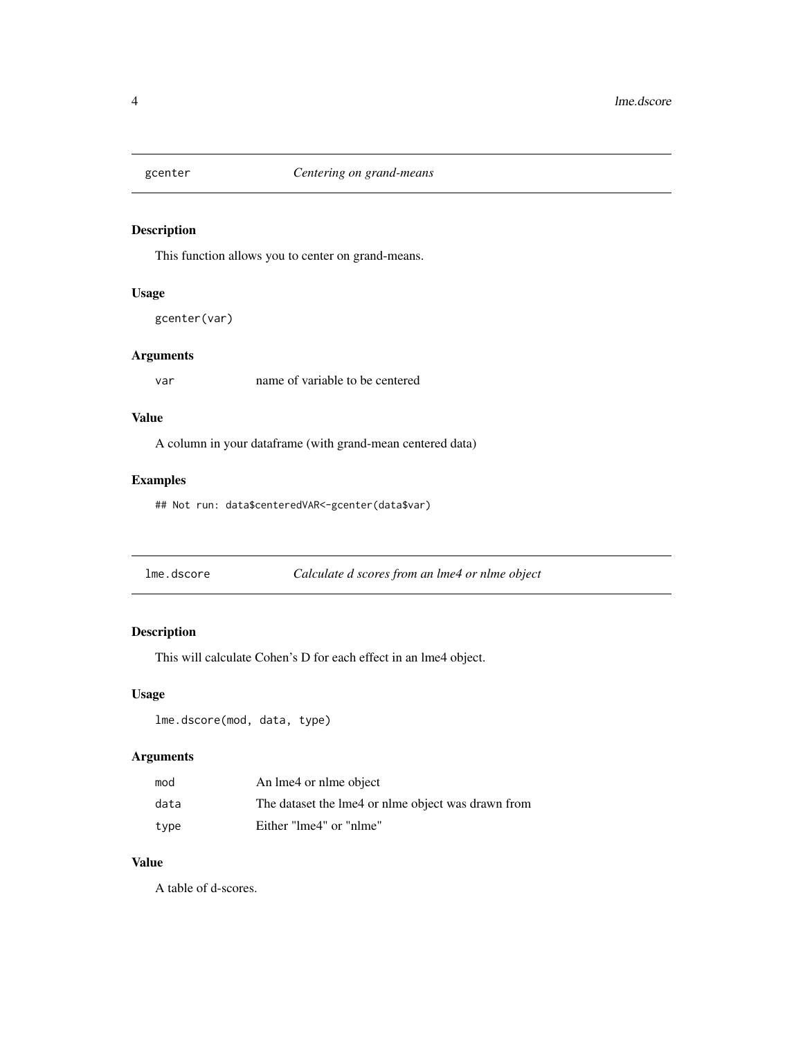## gcenter — *Centering on grand-means*

### Description

This function allows you to center on grand-means.

### Usage

```
gcenter(var)
```

### Arguments

| | |
|---|---|
| var | name of variable to be centered |

### Value

A column in your dataframe (with grand-mean centered data)

### Examples

```
## Not run: data$centeredVAR<-gcenter(data$var)
```

## lme.dscore — *Calculate d scores from an lme4 or nlme object*

### Description

This will calculate Cohen's D for each effect in an lme4 object.

### Usage

```
lme.dscore(mod, data, type)
```

### Arguments

| | |
|---|---|
| mod | An lme4 or nlme object |
| data | The dataset the lme4 or nlme object was drawn from |
| type | Either "lme4" or "nlme" |

### Value

A table of d-scores.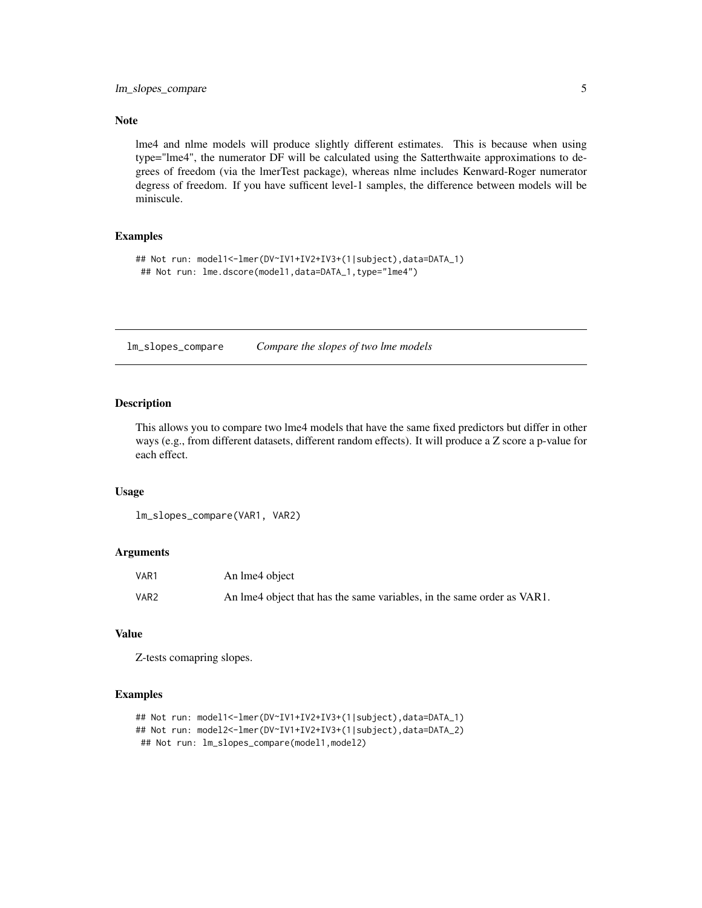### Note

lme4 and nlme models will produce slightly different estimates. This is because when using type="lme4", the numerator DF will be calculated using the Satterthwaite approximations to degrees of freedom (via the lmerTest package), whereas nlme includes Kenward-Roger numerator degress of freedom. If you have sufficent level-1 samples, the difference between models will be miniscule.

### Examples

```
## Not run: model1<-lmer(DV~IV1+IV2+IV3+(1|subject),data=DATA_1)
 ## Not run: lme.dscore(model1,data=DATA_1,type="lme4")
```

---

## lm_slopes_compare — *Compare the slopes of two lme models*

### Description

This allows you to compare two lme4 models that have the same fixed predictors but differ in other ways (e.g., from different datasets, different random effects). It will produce a Z score a p-value for each effect.

### Usage

```
lm_slopes_compare(VAR1, VAR2)
```

### Arguments

| | |
|---|---|
| VAR1 | An lme4 object |
| VAR2 | An lme4 object that has the same variables, in the same order as VAR1. |

### Value

Z-tests comapring slopes.

### Examples

```
## Not run: model1<-lmer(DV~IV1+IV2+IV3+(1|subject),data=DATA_1)
## Not run: model2<-lmer(DV~IV1+IV2+IV3+(1|subject),data=DATA_2)
 ## Not run: lm_slopes_compare(model1,model2)
```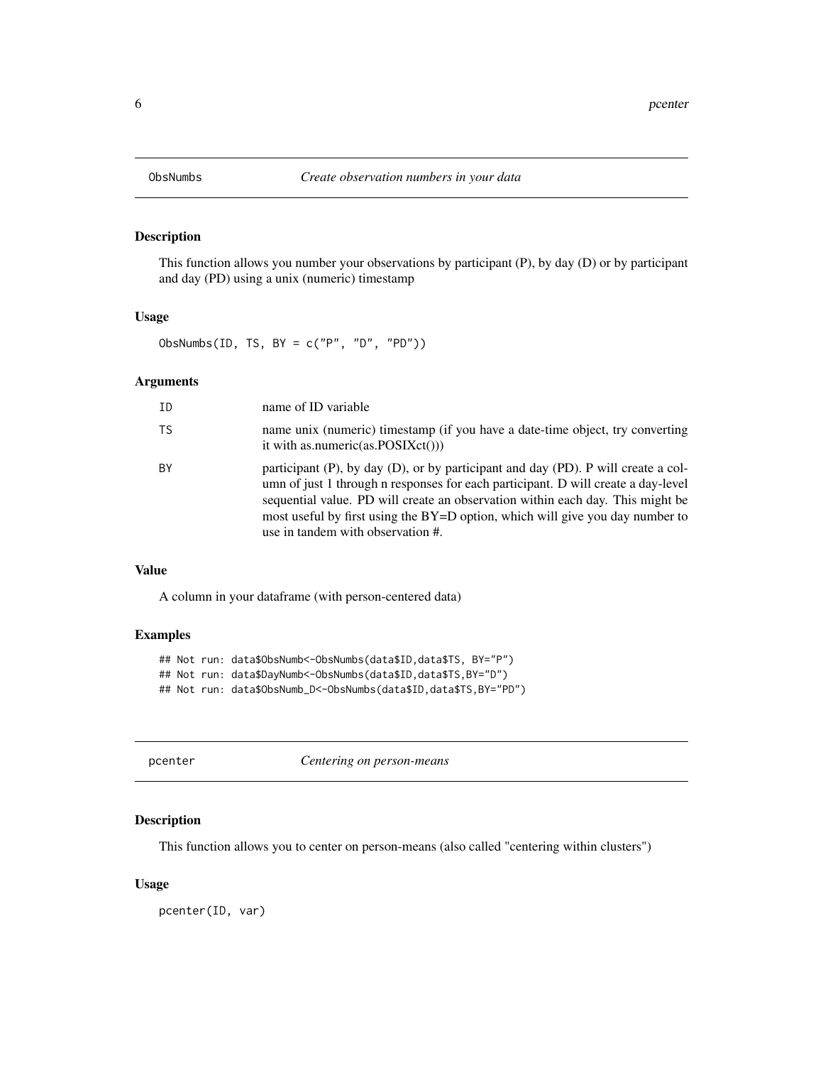## ObsNumbs — *Create observation numbers in your data*

### Description

This function allows you number your observations by participant (P), by day (D) or by participant and day (PD) using a unix (numeric) timestamp

### Usage

```
ObsNumbs(ID, TS, BY = c("P", "D", "PD"))
```

### Arguments

| Argument | Description |
|---|---|
| ID | name of ID variable |
| TS | name unix (numeric) timestamp (if you have a date-time object, try converting it with as.numeric(as.POSIXct())) |
| BY | participant (P), by day (D), or by participant and day (PD). P will create a column of just 1 through n responses for each participant. D will create a day-level sequential value. PD will create an observation within each day. This might be most useful by first using the BY=D option, which will give you day number to use in tandem with observation #. |

### Value

A column in your dataframe (with person-centered data)

### Examples

```
## Not run: data$ObsNumb<-ObsNumbs(data$ID,data$TS, BY="P")
## Not run: data$DayNumb<-ObsNumbs(data$ID,data$TS,BY="D")
## Not run: data$ObsNumb_D<-ObsNumbs(data$ID,data$TS,BY="PD")
```

## pcenter — *Centering on person-means*

### Description

This function allows you to center on person-means (also called "centering within clusters")

### Usage

```
pcenter(ID, var)
```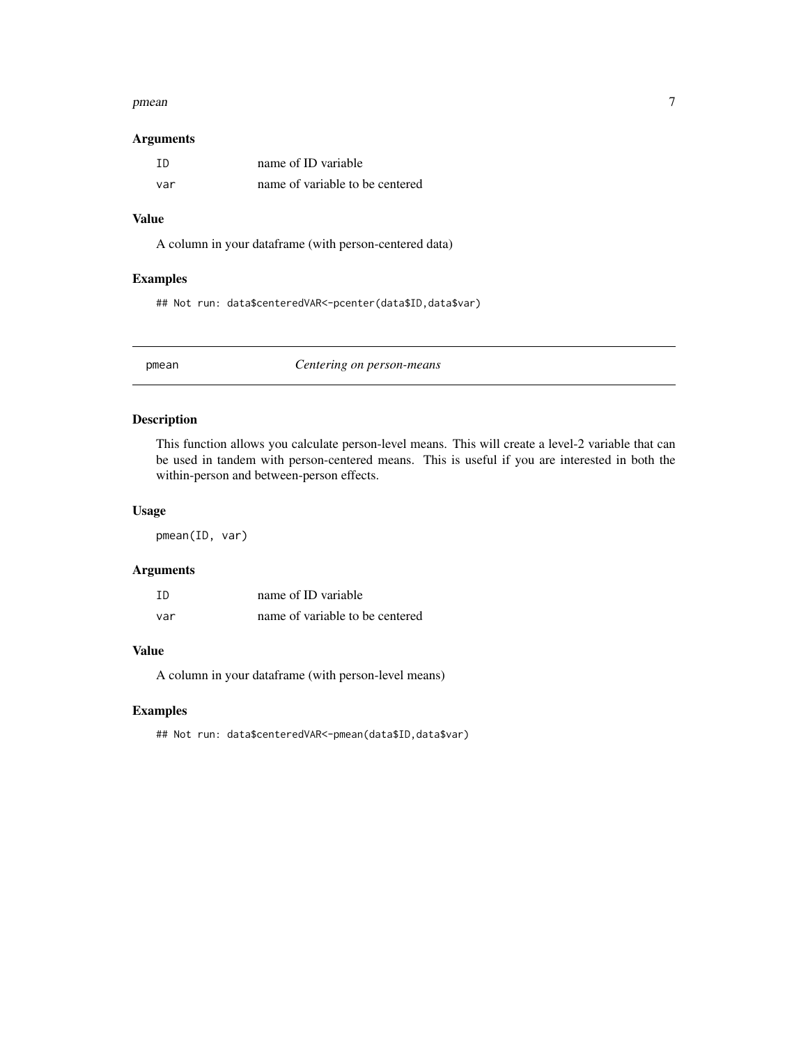### Arguments

| | |
|---|---|
| `ID` | name of ID variable |
| `var` | name of variable to be centered |

### Value

A column in your dataframe (with person-centered data)

### Examples

```
## Not run: data$centeredVAR<-pcenter(data$ID,data$var)
```

---

## pmean — *Centering on person-means*

### Description

This function allows you calculate person-level means. This will create a level-2 variable that can be used in tandem with person-centered means. This is useful if you are interested in both the within-person and between-person effects.

### Usage

```
pmean(ID, var)
```

### Arguments

| | |
|---|---|
| `ID` | name of ID variable |
| `var` | name of variable to be centered |

### Value

A column in your dataframe (with person-level means)

### Examples

```
## Not run: data$centeredVAR<-pmean(data$ID,data$var)
```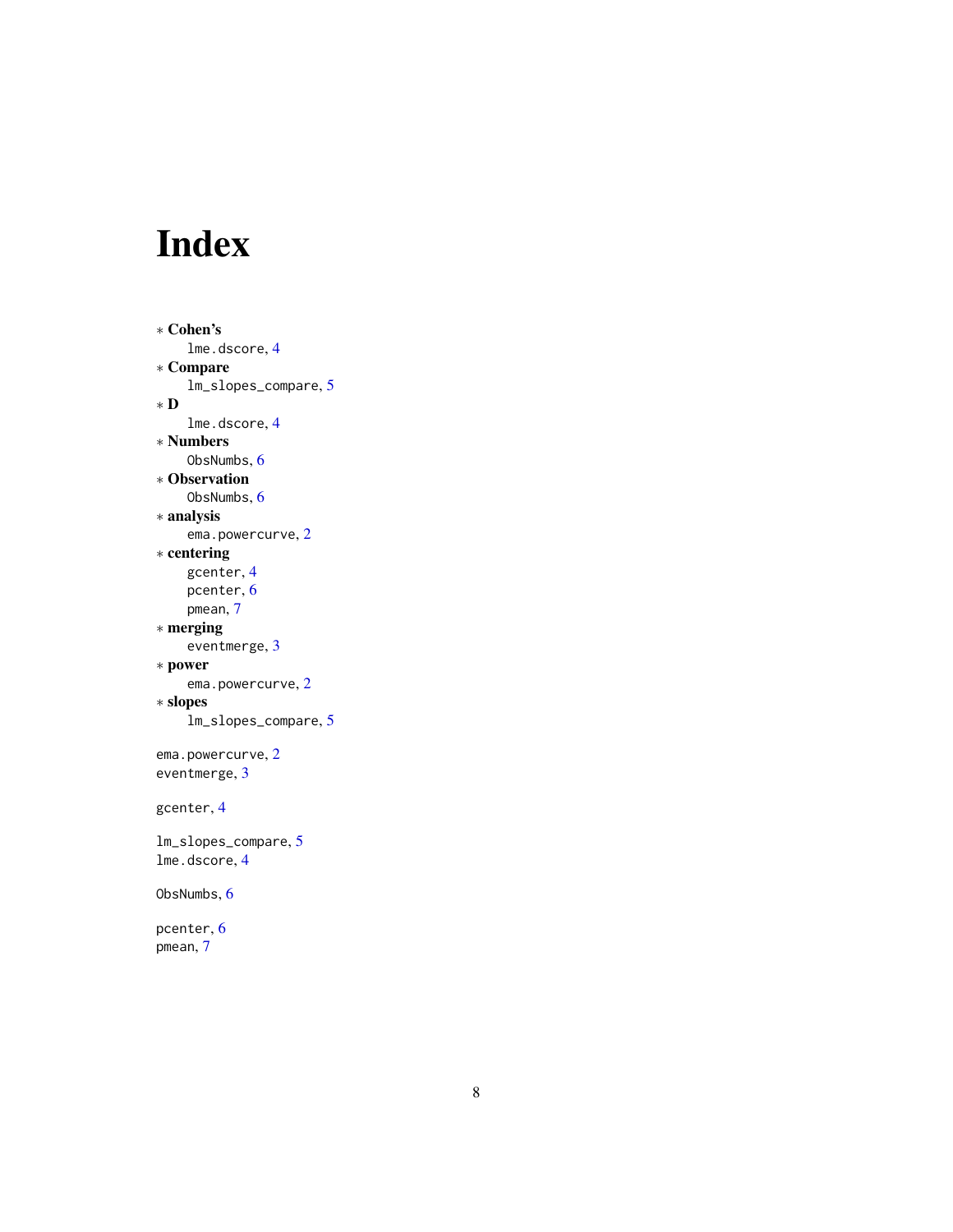# Index

* **Cohen's**
    - lme.dscore, 4
* **Compare**
    - lm_slopes_compare, 5
* **D**
    - lme.dscore, 4
* **Numbers**
    - ObsNumbs, 6
* **Observation**
    - ObsNumbs, 6
* **analysis**
    - ema.powercurve, 2
* **centering**
    - gcenter, 4
    - pcenter, 6
    - pmean, 7
* **merging**
    - eventmerge, 3
* **power**
    - ema.powercurve, 2
* **slopes**
    - lm_slopes_compare, 5

ema.powercurve, 2
eventmerge, 3

gcenter, 4

lm_slopes_compare, 5
lme.dscore, 4

ObsNumbs, 6

pcenter, 6
pmean, 7